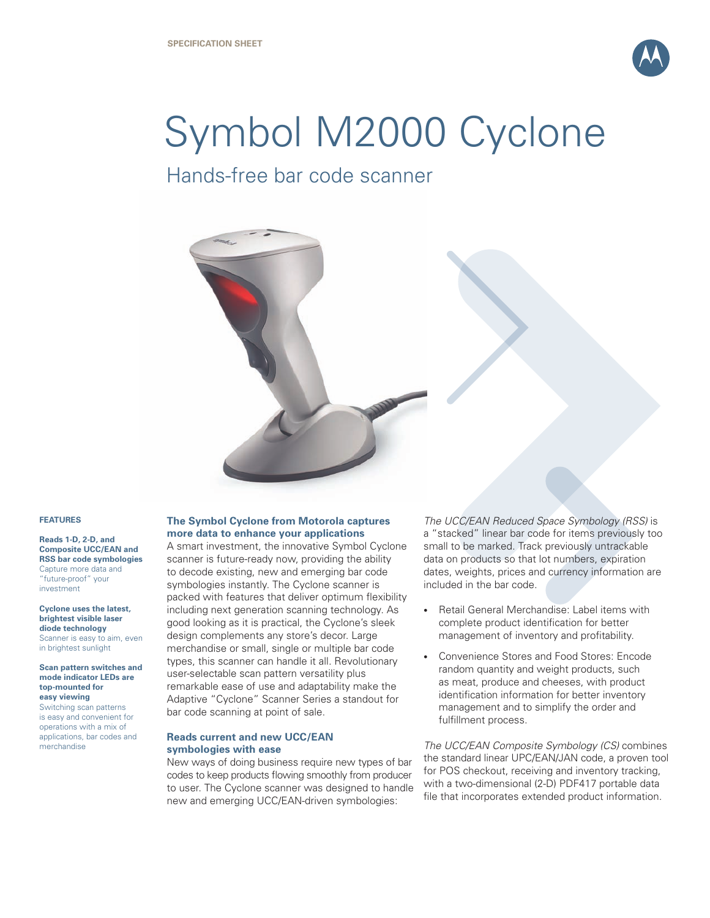SPECIFICATION SHEET

# Symbol M2000 Cyclone

## Hands-free bar code scanner

### FEATURES

**Reads 1-D, 2-D, and Composite UCC/EAN and RSS bar code symbologies**
Capture more data and "future-proof" your investment

**Cyclone uses the latest, brightest visible laser diode technology**
Scanner is easy to aim, even in brightest sunlight

**Scan pattern switches and mode indicator LEDs are top-mounted for easy viewing**
Switching scan patterns is easy and convenient for operations with a mix of applications, bar codes and merchandise

### The Symbol Cyclone from Motorola captures more data to enhance your applications

A smart investment, the innovative Symbol Cyclone scanner is future-ready now, providing the ability to decode existing, new and emerging bar code symbologies instantly. The Cyclone scanner is packed with features that deliver optimum flexibility including next generation scanning technology. As good looking as it is practical, the Cyclone's sleek design complements any store's decor. Large merchandise or small, single or multiple bar code types, this scanner can handle it all. Revolutionary user-selectable scan pattern versatility plus remarkable ease of use and adaptability make the Adaptive "Cyclone" Scanner Series a standout for bar code scanning at point of sale.

### Reads current and new UCC/EAN symbologies with ease

New ways of doing business require new types of bar codes to keep products flowing smoothly from producer to user. The Cyclone scanner was designed to handle new and emerging UCC/EAN-driven symbologies:

*The UCC/EAN Reduced Space Symbology (RSS)* is a "stacked" linear bar code for items previously too small to be marked. Track previously untrackable data on products so that lot numbers, expiration dates, weights, prices and currency information are included in the bar code.

- Retail General Merchandise: Label items with complete product identification for better management of inventory and profitability.
- Convenience Stores and Food Stores: Encode random quantity and weight products, such as meat, produce and cheeses, with product identification information for better inventory management and to simplify the order and fulfillment process.

*The UCC/EAN Composite Symbology (CS)* combines the standard linear UPC/EAN/JAN code, a proven tool for POS checkout, receiving and inventory tracking, with a two-dimensional (2-D) PDF417 portable data file that incorporates extended product information.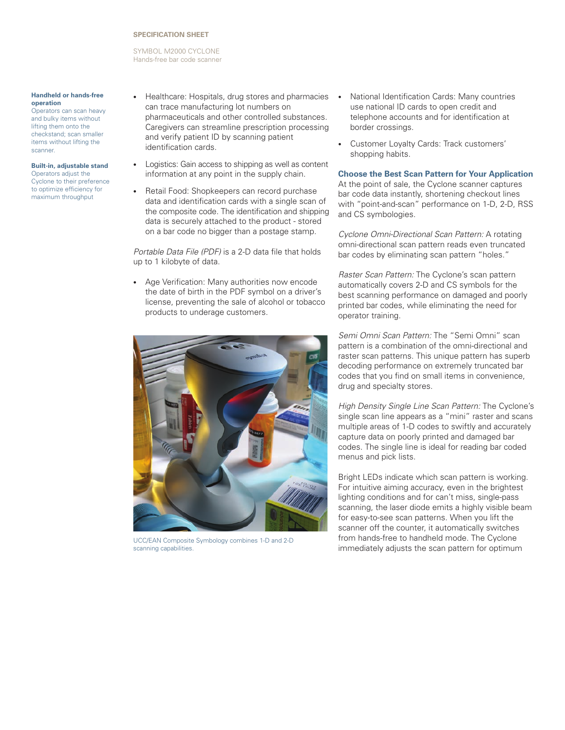**Handheld or hands-free operation**
Operators can scan heavy and bulky items without lifting them onto the checkstand; scan smaller items without lifting the scanner.

**Built-in, adjustable stand**
Operators adjust the Cyclone to their preference to optimize efficiency for maximum throughput

- Healthcare: Hospitals, drug stores and pharmacies can trace manufacturing lot numbers on pharmaceuticals and other controlled substances. Caregivers can streamline prescription processing and verify patient ID by scanning patient identification cards.
- Logistics: Gain access to shipping as well as content information at any point in the supply chain.
- Retail Food: Shopkeepers can record purchase data and identification cards with a single scan of the composite code. The identification and shipping data is securely attached to the product - stored on a bar code no bigger than a postage stamp.

*Portable Data File (PDF)* is a 2-D data file that holds up to 1 kilobyte of data.

- Age Verification: Many authorities now encode the date of birth in the PDF symbol on a driver's license, preventing the sale of alcohol or tobacco products to underage customers.

UCC/EAN Composite Symbology combines 1-D and 2-D scanning capabilities.

- National Identification Cards: Many countries use national ID cards to open credit and telephone accounts and for identification at border crossings.
- Customer Loyalty Cards: Track customers' shopping habits.

### Choose the Best Scan Pattern for Your Application

At the point of sale, the Cyclone scanner captures bar code data instantly, shortening checkout lines with "point-and-scan" performance on 1-D, 2-D, RSS and CS symbologies.

*Cyclone Omni-Directional Scan Pattern:* A rotating omni-directional scan pattern reads even truncated bar codes by eliminating scan pattern "holes."

*Raster Scan Pattern:* The Cyclone's scan pattern automatically covers 2-D and CS symbols for the best scanning performance on damaged and poorly printed bar codes, while eliminating the need for operator training.

*Semi Omni Scan Pattern:* The "Semi Omni" scan pattern is a combination of the omni-directional and raster scan patterns. This unique pattern has superb decoding performance on extremely truncated bar codes that you find on small items in convenience, drug and specialty stores.

*High Density Single Line Scan Pattern:* The Cyclone's single scan line appears as a "mini" raster and scans multiple areas of 1-D codes to swiftly and accurately capture data on poorly printed and damaged bar codes. The single line is ideal for reading bar coded menus and pick lists.

Bright LEDs indicate which scan pattern is working. For intuitive aiming accuracy, even in the brightest lighting conditions and for can't miss, single-pass scanning, the laser diode emits a highly visible beam for easy-to-see scan patterns. When you lift the scanner off the counter, it automatically switches from hands-free to handheld mode. The Cyclone immediately adjusts the scan pattern for optimum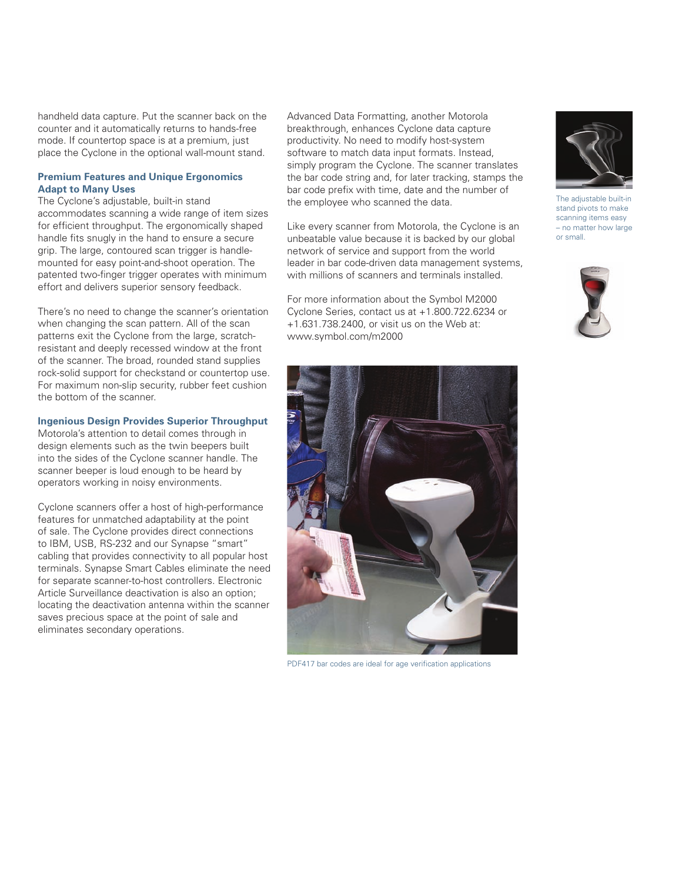handheld data capture. Put the scanner back on the counter and it automatically returns to hands-free mode. If countertop space is at a premium, just place the Cyclone in the optional wall-mount stand.

### Premium Features and Unique Ergonomics Adapt to Many Uses

The Cyclone's adjustable, built-in stand accommodates scanning a wide range of item sizes for efficient throughput. The ergonomically shaped handle fits snugly in the hand to ensure a secure grip. The large, contoured scan trigger is handle-mounted for easy point-and-shoot operation. The patented two-finger trigger operates with minimum effort and delivers superior sensory feedback.

There's no need to change the scanner's orientation when changing the scan pattern. All of the scan patterns exit the Cyclone from the large, scratch-resistant and deeply recessed window at the front of the scanner. The broad, rounded stand supplies rock-solid support for checkstand or countertop use. For maximum non-slip security, rubber feet cushion the bottom of the scanner.

### Ingenious Design Provides Superior Throughput

Motorola's attention to detail comes through in design elements such as the twin beepers built into the sides of the Cyclone scanner handle. The scanner beeper is loud enough to be heard by operators working in noisy environments.

Cyclone scanners offer a host of high-performance features for unmatched adaptability at the point of sale. The Cyclone provides direct connections to IBM, USB, RS-232 and our Synapse "smart" cabling that provides connectivity to all popular host terminals. Synapse Smart Cables eliminate the need for separate scanner-to-host controllers. Electronic Article Surveillance deactivation is also an option; locating the deactivation antenna within the scanner saves precious space at the point of sale and eliminates secondary operations.

Advanced Data Formatting, another Motorola breakthrough, enhances Cyclone data capture productivity. No need to modify host-system software to match data input formats. Instead, simply program the Cyclone. The scanner translates the bar code string and, for later tracking, stamps the bar code prefix with time, date and the number of the employee who scanned the data.

Like every scanner from Motorola, the Cyclone is an unbeatable value because it is backed by our global network of service and support from the world leader in bar code-driven data management systems, with millions of scanners and terminals installed.

For more information about the Symbol M2000 Cyclone Series, contact us at +1.800.722.6234 or +1.631.738.2400, or visit us on the Web at: www.symbol.com/m2000

The adjustable built-in stand pivots to make scanning items easy – no matter how large or small.

PDF417 bar codes are ideal for age verification applications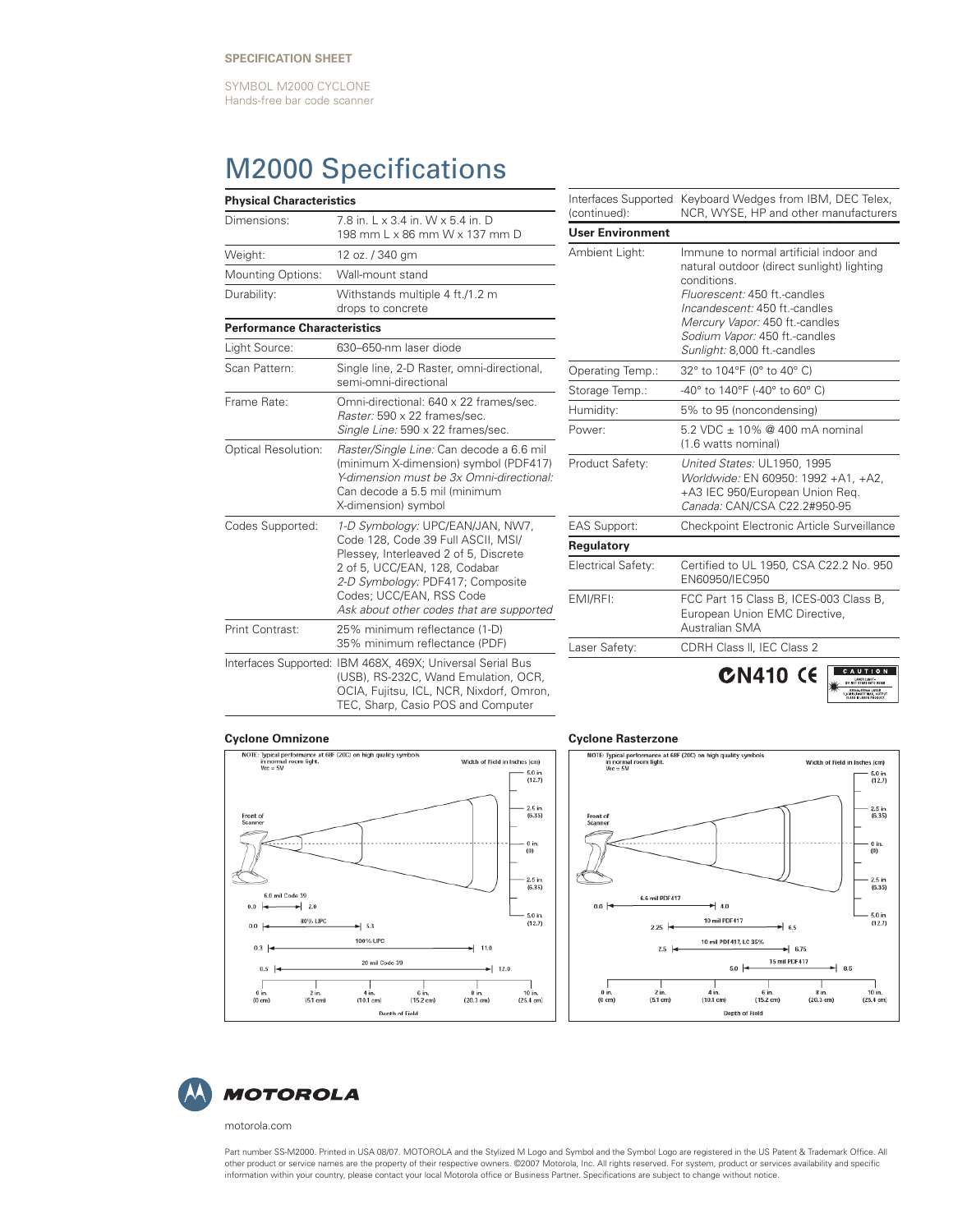SPECIFICATION SHEET

SYMBOL M2000 CYCLONE
Hands-free bar code scanner

# M2000 Specifications

| | |
|---|---|
| **Physical Characteristics** | |
| Dimensions: | 7.8 in. L x 3.4 in. W x 5.4 in. D<br>198 mm L x 86 mm W x 137 mm D |
| Weight: | 12 oz. / 340 gm |
| Mounting Options: | Wall-mount stand |
| Durability: | Withstands multiple 4 ft./1.2 m drops to concrete |
| **Performance Characteristics** | |
| Light Source: | 630–650-nm laser diode |
| Scan Pattern: | Single line, 2-D Raster, omni-directional, semi-omni-directional |
| Frame Rate: | Omni-directional: 640 x 22 frames/sec.<br>*Raster:* 590 x 22 frames/sec.<br>*Single Line:* 590 x 22 frames/sec. |
| Optical Resolution: | *Raster/Single Line:* Can decode a 6.6 mil (minimum X-dimension) symbol (PDF417) *Y-dimension must be 3x Omni-directional:* Can decode a 5.5 mil (minimum X-dimension) symbol |
| Codes Supported: | *1-D Symbology:* UPC/EAN/JAN, NW7, Code 128, Code 39 Full ASCII, MSI/ Plessey, Interleaved 2 of 5, Discrete 2 of 5, UCC/EAN, 128, Codabar<br>*2-D Symbology:* PDF417; Composite Codes; UCC/EAN, RSS Code<br>*Ask about other codes that are supported* |
| Print Contrast: | 25% minimum reflectance (1-D)<br>35% minimum reflectance (PDF) |
| Interfaces Supported: | IBM 468X, 469X; Universal Serial Bus (USB), RS-232C, Wand Emulation, OCR, OCIA, Fujitsu, ICL, NCR, Nixdorf, Omron, TEC, Sharp, Casio POS and Computer |
| Interfaces Supported (continued): | Keyboard Wedges from IBM, DEC Telex, NCR, WYSE, HP and other manufacturers |
| **User Environment** | |
| Ambient Light: | Immune to normal artificial indoor and natural outdoor (direct sunlight) lighting conditions.<br>*Fluorescent:* 450 ft.-candles<br>*Incandescent:* 450 ft.-candles<br>*Mercury Vapor:* 450 ft.-candles<br>*Sodium Vapor:* 450 ft.-candles<br>*Sunlight:* 8,000 ft.-candles |
| Operating Temp.: | 32° to 104°F (0° to 40° C) |
| Storage Temp.: | -40° to 140°F (-40° to 60° C) |
| Humidity: | 5% to 95 (noncondensing) |
| Power: | 5.2 VDC ± 10% @ 400 mA nominal (1.6 watts nominal) |
| Product Safety: | *United States:* UL1950, 1995<br>*Worldwide:* EN 60950: 1992 +A1, +A2, +A3 IEC 950/European Union Req.<br>*Canada:* CAN/CSA C22.2#950-95 |
| EAS Support: | Checkpoint Electronic Article Surveillance |
| **Regulatory** | |
| Electrical Safety: | Certified to UL 1950, CSA C22.2 No. 950 EN60950/IEC950 |
| EMI/RFI: | FCC Part 15 Class B, ICES-003 Class B, European Union EMC Directive, Australian SMA |
| Laser Safety: | CDRH Class II, IEC Class 2 |

N410 CE CAUTION

### Cyclone Omnizone

NOTE: Typical performance at 68F (20C) on high quality symbols in normal room light. Vcc = 5V

Width of Field in Inches (cm)

5.0 in. (12.7)
2.5 in. (6.35)
0 in. (0)
2.5 in. (6.35)
5.0 in. (12.7)

Front of Scanner

6.0 mil Code 39: 0.0 – 2.0
80% UPC: 0.0 – 5.3
100% UPC: 0.3 – 11.0
20 mil Code 39: 0.5 – 12.0

0 in. (0 cm) | 2 in. (5.1 cm) | 4 in. (10.1 cm) | 6 in. (15.2 cm) | 8 in. (20.3 cm) | 10 in. (25.4 cm)

Depth of Field

### Cyclone Rasterzone

NOTE: Typical performance at 68F (20C) on high quality symbols in normal room light. Vcc = 5V

Width of Field in Inches (cm)

5.0 in. (12.7)
2.5 in. (6.35)
0 in. (0)
2.5 in. (6.35)
5.0 in. (12.7)

Front of Scanner

6.6 mil PDF417: 0.0 – 4.0
10 mil PDF417: 2.25 – 6.5
10 mil PDF417, LC 35%: 2.5 – 6.75
15 mil PDF417: 5.0 – 8.5

0 in. (0 cm) | 2 in. (5.1 cm) | 4 in. (10.1 cm) | 6 in. (15.2 cm) | 8 in. (20.3 cm) | 10 in. (25.4 cm)

Depth of Field

MOTOROLA

motorola.com

Part number SS-M2000. Printed in USA 08/07. MOTOROLA and the Stylized M Logo and Symbol and the Symbol Logo are registered in the US Patent & Trademark Office. All other product or service names are the property of their respective owners. ©2007 Motorola, Inc. All rights reserved. For system, product or services availability and specific information within your country, please contact your local Motorola office or Business Partner. Specifications are subject to change without notice.